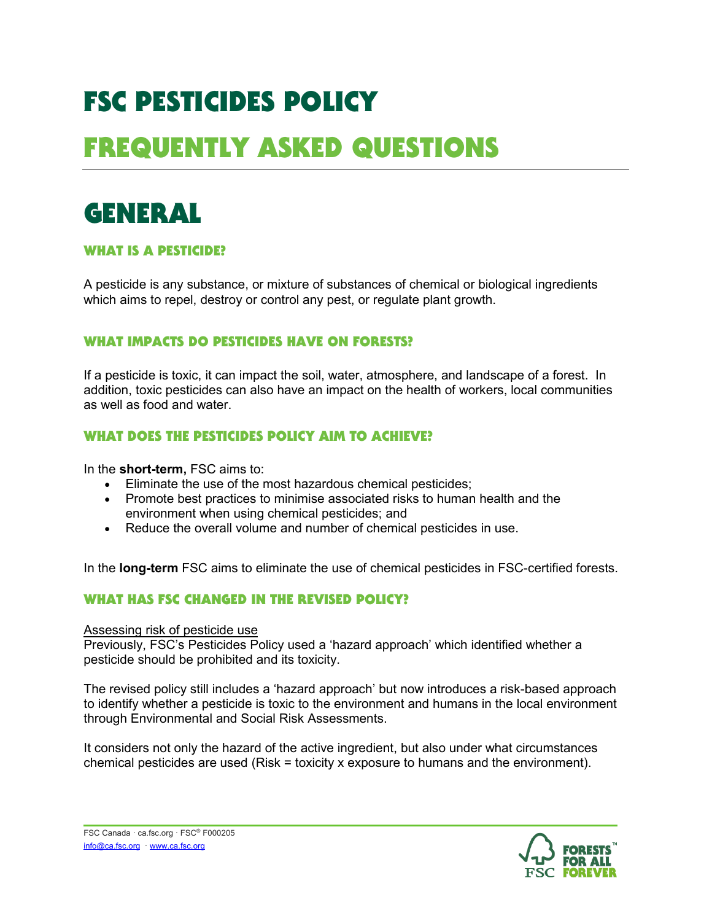# FSC PESTICIDES POLICY

# FREQUENTLY ASKED QUESTIONS

## GENERAL

### WHAT IS A PESTICIDE?

A pesticide is any substance, or mixture of substances of chemical or biological ingredients which aims to repel, destroy or control any pest, or regulate plant growth.

### WHAT IMPACTS DO PESTICIDES HAVE ON FORESTS?

If a pesticide is toxic, it can impact the soil, water, atmosphere, and landscape of a forest. In addition, toxic pesticides can also have an impact on the health of workers, local communities as well as food and water.

### WHAT DOES THE PESTICIDES POLICY AIM TO ACHIEVE?

In the **short-term,** FSC aims to:

- Eliminate the use of the most hazardous chemical pesticides;
- Promote best practices to minimise associated risks to human health and the environment when using chemical pesticides; and
- Reduce the overall volume and number of chemical pesticides in use.

In the **long-term** FSC aims to eliminate the use of chemical pesticides in FSC-certified forests.

### WHAT HAS FSC CHANGED IN THE REVISED POLICY?

Assessing risk of pesticide use

Previously, FSC's Pesticides Policy used a 'hazard approach' which identified whether a pesticide should be prohibited and its toxicity.

The revised policy still includes a 'hazard approach' but now introduces a risk-based approach to identify whether a pesticide is toxic to the environment and humans in the local environment through Environmental and Social Risk Assessments.

It considers not only the hazard of the active ingredient, but also under what circumstances chemical pesticides are used (Risk = toxicity x exposure to humans and the environment).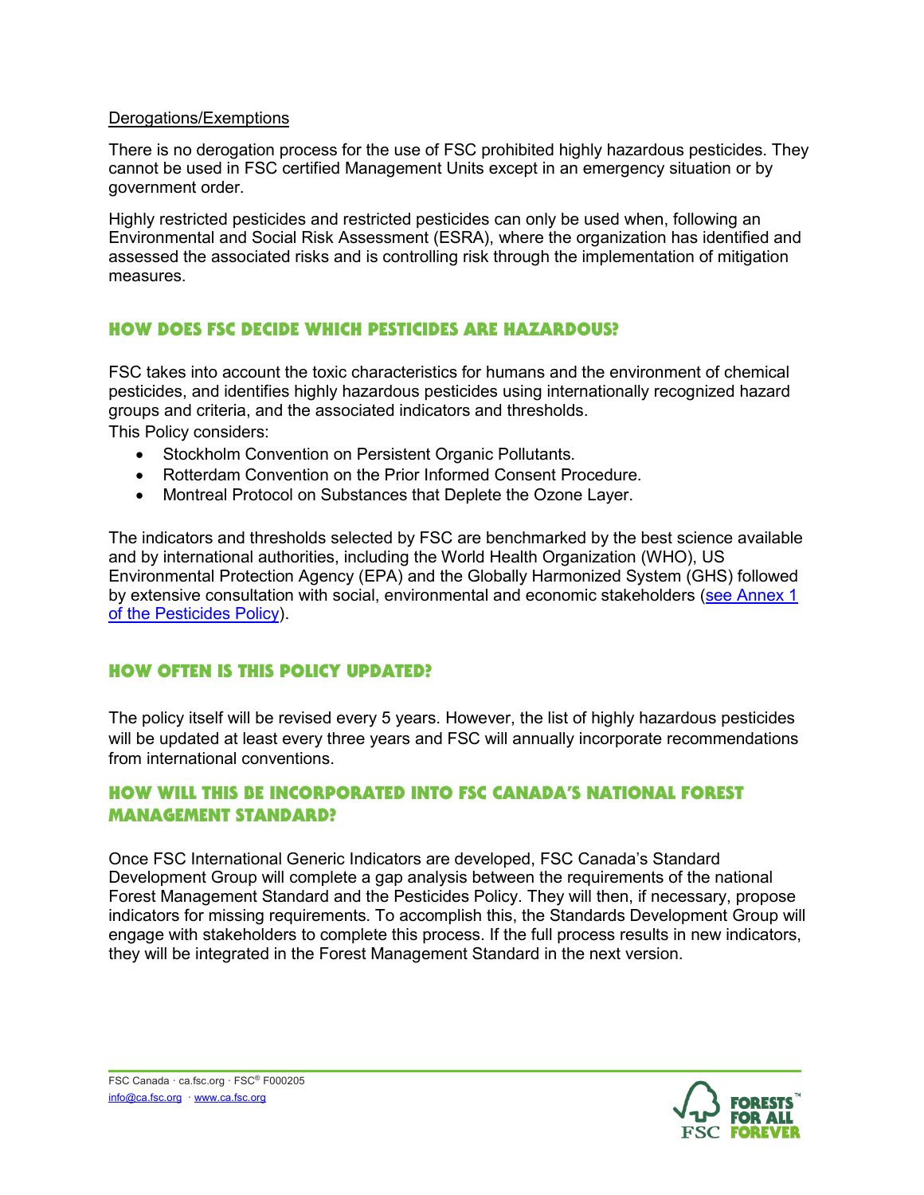Derogations/Exemptions

There is no derogation process for the use of FSC prohibited highly hazardous pesticides. They cannot be used in FSC certified Management Units except in an emergency situation or by government order.

Highly restricted pesticides and restricted pesticides can only be used when, following an Environmental and Social Risk Assessment (ESRA), where the organization has identified and assessed the associated risks and is controlling risk through the implementation of mitigation measures.

## HOW DOES FSC DECIDE WHICH PESTICIDES ARE HAZARDOUS?

FSC takes into account the toxic characteristics for humans and the environment of chemical pesticides, and identifies highly hazardous pesticides using internationally recognized hazard groups and criteria, and the associated indicators and thresholds.
This Policy considers:

- Stockholm Convention on Persistent Organic Pollutants.
- Rotterdam Convention on the Prior Informed Consent Procedure.
- Montreal Protocol on Substances that Deplete the Ozone Layer.

The indicators and thresholds selected by FSC are benchmarked by the best science available and by international authorities, including the World Health Organization (WHO), US Environmental Protection Agency (EPA) and the Globally Harmonized System (GHS) followed by extensive consultation with social, environmental and economic stakeholders (see Annex 1 of the Pesticides Policy).

## HOW OFTEN IS THIS POLICY UPDATED?

The policy itself will be revised every 5 years. However, the list of highly hazardous pesticides will be updated at least every three years and FSC will annually incorporate recommendations from international conventions.

## HOW WILL THIS BE INCORPORATED INTO FSC CANADA'S NATIONAL FOREST MANAGEMENT STANDARD?

Once FSC International Generic Indicators are developed, FSC Canada's Standard Development Group will complete a gap analysis between the requirements of the national Forest Management Standard and the Pesticides Policy. They will then, if necessary, propose indicators for missing requirements. To accomplish this, the Standards Development Group will engage with stakeholders to complete this process. If the full process results in new indicators, they will be integrated in the Forest Management Standard in the next version.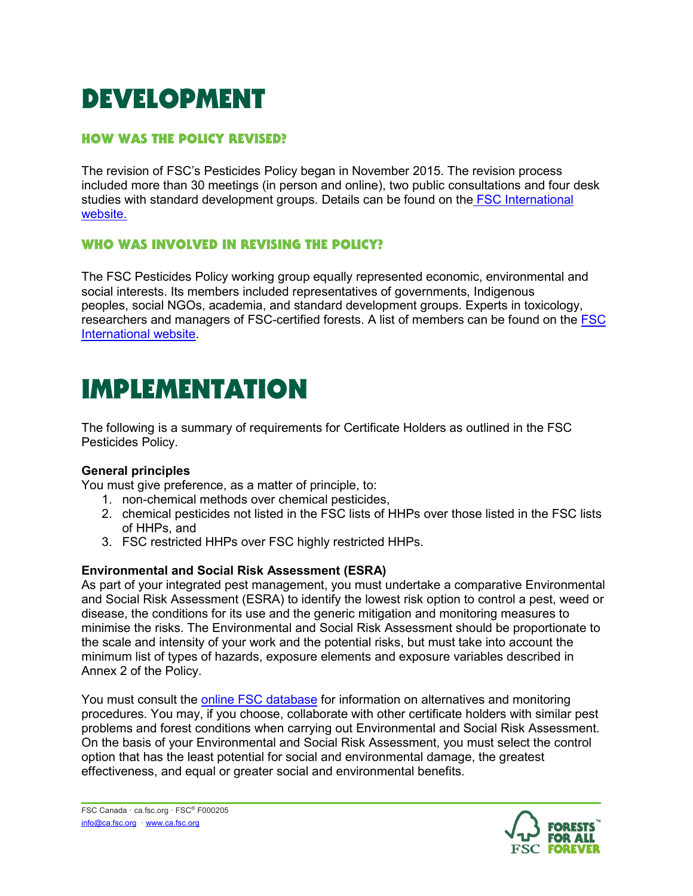# DEVELOPMENT

## HOW WAS THE POLICY REVISED?

The revision of FSC's Pesticides Policy began in November 2015. The revision process included more than 30 meetings (in person and online), two public consultations and four desk studies with standard development groups. Details can be found on the FSC International website.

## WHO WAS INVOLVED IN REVISING THE POLICY?

The FSC Pesticides Policy working group equally represented economic, environmental and social interests. Its members included representatives of governments, Indigenous peoples, social NGOs, academia, and standard development groups. Experts in toxicology, researchers and managers of FSC-certified forests. A list of members can be found on the FSC International website.

# IMPLEMENTATION

The following is a summary of requirements for Certificate Holders as outlined in the FSC Pesticides Policy.

**General principles**

You must give preference, as a matter of principle, to:

1. non-chemical methods over chemical pesticides,
2. chemical pesticides not listed in the FSC lists of HHPs over those listed in the FSC lists of HHPs, and
3. FSC restricted HHPs over FSC highly restricted HHPs.

**Environmental and Social Risk Assessment (ESRA)**

As part of your integrated pest management, you must undertake a comparative Environmental and Social Risk Assessment (ESRA) to identify the lowest risk option to control a pest, weed or disease, the conditions for its use and the generic mitigation and monitoring measures to minimise the risks. The Environmental and Social Risk Assessment should be proportionate to the scale and intensity of your work and the potential risks, but must take into account the minimum list of types of hazards, exposure elements and exposure variables described in Annex 2 of the Policy.

You must consult the online FSC database for information on alternatives and monitoring procedures. You may, if you choose, collaborate with other certificate holders with similar pest problems and forest conditions when carrying out Environmental and Social Risk Assessment. On the basis of your Environmental and Social Risk Assessment, you must select the control option that has the least potential for social and environmental damage, the greatest effectiveness, and equal or greater social and environmental benefits.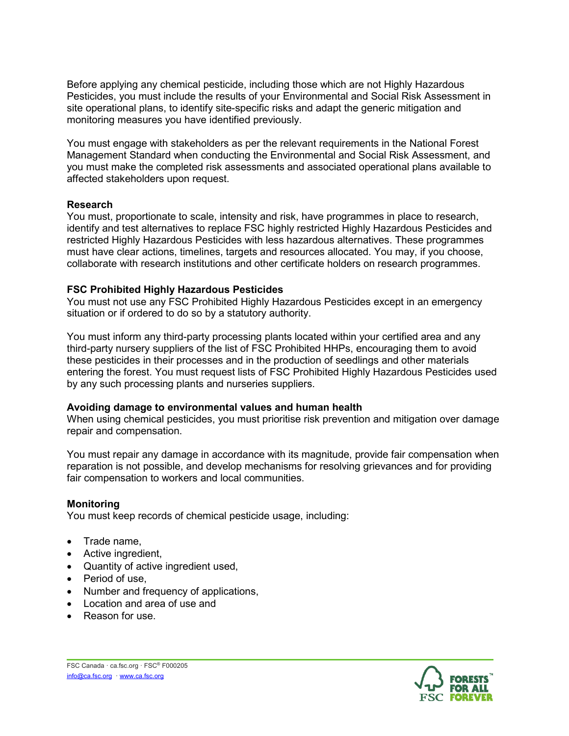Before applying any chemical pesticide, including those which are not Highly Hazardous Pesticides, you must include the results of your Environmental and Social Risk Assessment in site operational plans, to identify site-specific risks and adapt the generic mitigation and monitoring measures you have identified previously.

You must engage with stakeholders as per the relevant requirements in the National Forest Management Standard when conducting the Environmental and Social Risk Assessment, and you must make the completed risk assessments and associated operational plans available to affected stakeholders upon request.

**Research**

You must, proportionate to scale, intensity and risk, have programmes in place to research, identify and test alternatives to replace FSC highly restricted Highly Hazardous Pesticides and restricted Highly Hazardous Pesticides with less hazardous alternatives. These programmes must have clear actions, timelines, targets and resources allocated. You may, if you choose, collaborate with research institutions and other certificate holders on research programmes.

**FSC Prohibited Highly Hazardous Pesticides**

You must not use any FSC Prohibited Highly Hazardous Pesticides except in an emergency situation or if ordered to do so by a statutory authority.

You must inform any third-party processing plants located within your certified area and any third-party nursery suppliers of the list of FSC Prohibited HHPs, encouraging them to avoid these pesticides in their processes and in the production of seedlings and other materials entering the forest. You must request lists of FSC Prohibited Highly Hazardous Pesticides used by any such processing plants and nurseries suppliers.

**Avoiding damage to environmental values and human health**

When using chemical pesticides, you must prioritise risk prevention and mitigation over damage repair and compensation.

You must repair any damage in accordance with its magnitude, provide fair compensation when reparation is not possible, and develop mechanisms for resolving grievances and for providing fair compensation to workers and local communities.

**Monitoring**

You must keep records of chemical pesticide usage, including:

- Trade name,
- Active ingredient,
- Quantity of active ingredient used,
- Period of use,
- Number and frequency of applications,
- Location and area of use and
- Reason for use.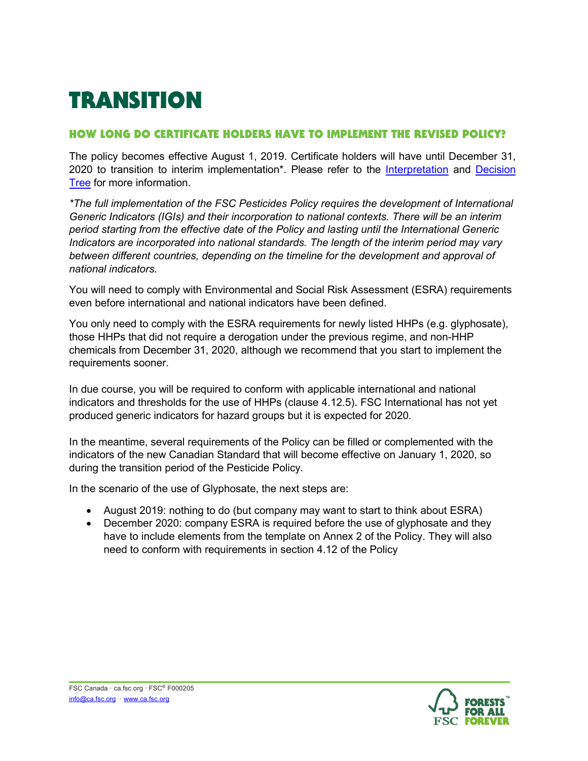# TRANSITION

## HOW LONG DO CERTIFICATE HOLDERS HAVE TO IMPLEMENT THE REVISED POLICY?

The policy becomes effective August 1, 2019. Certificate holders will have until December 31, 2020 to transition to interim implementation*. Please refer to the Interpretation and Decision Tree for more information.

*\*The full implementation of the FSC Pesticides Policy requires the development of International Generic Indicators (IGIs) and their incorporation to national contexts. There will be an interim period starting from the effective date of the Policy and lasting until the International Generic Indicators are incorporated into national standards. The length of the interim period may vary between different countries, depending on the timeline for the development and approval of national indicators.*

You will need to comply with Environmental and Social Risk Assessment (ESRA) requirements even before international and national indicators have been defined.

You only need to comply with the ESRA requirements for newly listed HHPs (e.g. glyphosate), those HHPs that did not require a derogation under the previous regime, and non-HHP chemicals from December 31, 2020, although we recommend that you start to implement the requirements sooner.

In due course, you will be required to conform with applicable international and national indicators and thresholds for the use of HHPs (clause 4.12.5). FSC International has not yet produced generic indicators for hazard groups but it is expected for 2020.

In the meantime, several requirements of the Policy can be filled or complemented with the indicators of the new Canadian Standard that will become effective on January 1, 2020, so during the transition period of the Pesticide Policy.

In the scenario of the use of Glyphosate, the next steps are:

- August 2019: nothing to do (but company may want to start to think about ESRA)
- December 2020: company ESRA is required before the use of glyphosate and they have to include elements from the template on Annex 2 of the Policy. They will also need to conform with requirements in section 4.12 of the Policy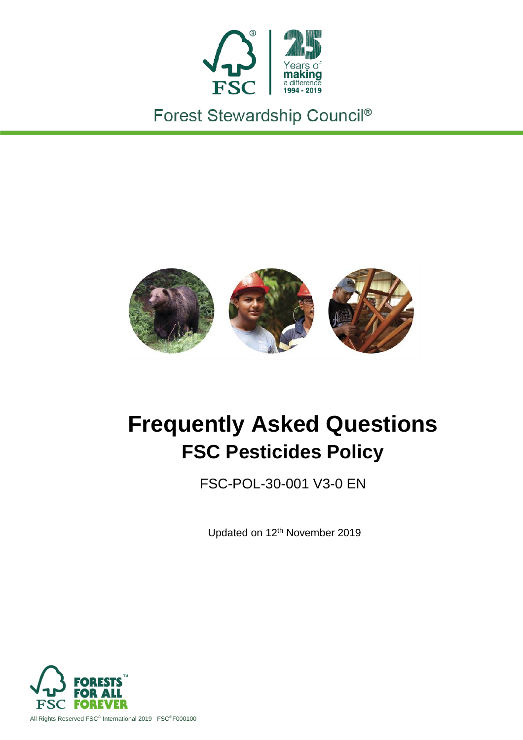Forest Stewardship Council®

# Frequently Asked Questions

## FSC Pesticides Policy

FSC-POL-30-001 V3-0 EN

Updated on 12th November 2019

All Rights Reserved FSC® International 2019 FSC®F000100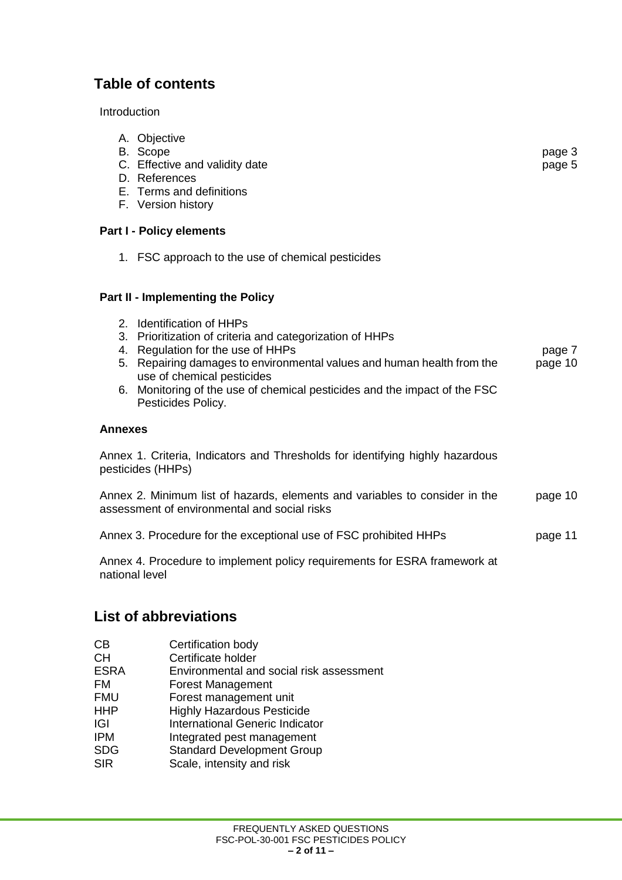## Table of contents

Introduction

A. Objective
B. Scope — page 3
C. Effective and validity date — page 5
D. References
E. Terms and definitions
F. Version history

**Part I - Policy elements**

1. FSC approach to the use of chemical pesticides

**Part II - Implementing the Policy**

2. Identification of HHPs
3. Prioritization of criteria and categorization of HHPs
4. Regulation for the use of HHPs — page 7
5. Repairing damages to environmental values and human health from the use of chemical pesticides — page 10
6. Monitoring of the use of chemical pesticides and the impact of the FSC Pesticides Policy.

**Annexes**

Annex 1. Criteria, Indicators and Thresholds for identifying highly hazardous pesticides (HHPs)

Annex 2. Minimum list of hazards, elements and variables to consider in the assessment of environmental and social risks — page 10

Annex 3. Procedure for the exceptional use of FSC prohibited HHPs — page 11

Annex 4. Procedure to implement policy requirements for ESRA framework at national level

## List of abbreviations

| | |
|---|---|
| CB | Certification body |
| CH | Certificate holder |
| ESRA | Environmental and social risk assessment |
| FM | Forest Management |
| FMU | Forest management unit |
| HHP | Highly Hazardous Pesticide |
| IGI | International Generic Indicator |
| IPM | Integrated pest management |
| SDG | Standard Development Group |
| SIR | Scale, intensity and risk |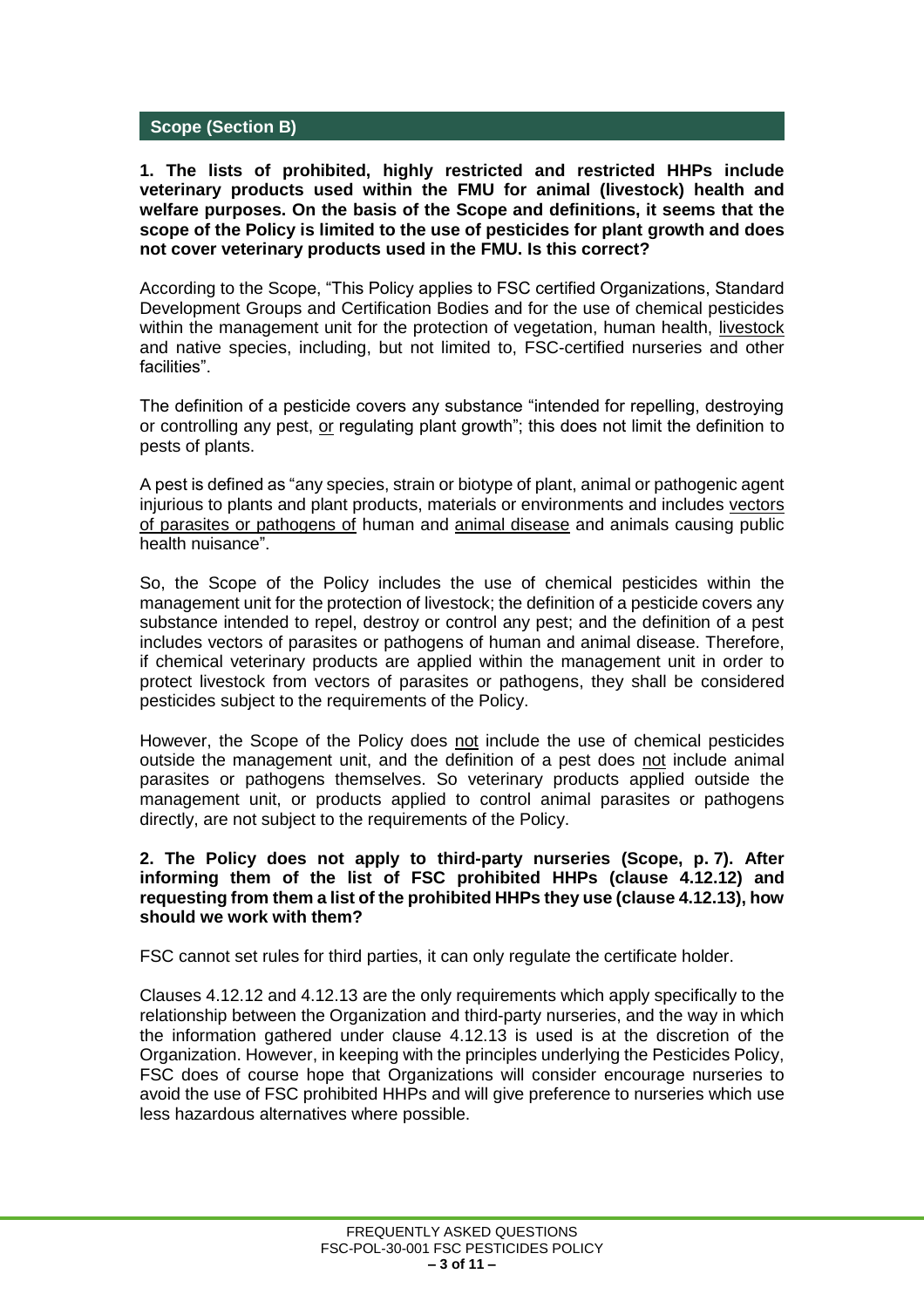## Scope (Section B)

**1. The lists of prohibited, highly restricted and restricted HHPs include veterinary products used within the FMU for animal (livestock) health and welfare purposes. On the basis of the Scope and definitions, it seems that the scope of the Policy is limited to the use of pesticides for plant growth and does not cover veterinary products used in the FMU. Is this correct?**

According to the Scope, "This Policy applies to FSC certified Organizations, Standard Development Groups and Certification Bodies and for the use of chemical pesticides within the management unit for the protection of vegetation, human health, livestock and native species, including, but not limited to, FSC-certified nurseries and other facilities".

The definition of a pesticide covers any substance "intended for repelling, destroying or controlling any pest, or regulating plant growth"; this does not limit the definition to pests of plants.

A pest is defined as "any species, strain or biotype of plant, animal or pathogenic agent injurious to plants and plant products, materials or environments and includes vectors of parasites or pathogens of human and animal disease and animals causing public health nuisance".

So, the Scope of the Policy includes the use of chemical pesticides within the management unit for the protection of livestock; the definition of a pesticide covers any substance intended to repel, destroy or control any pest; and the definition of a pest includes vectors of parasites or pathogens of human and animal disease. Therefore, if chemical veterinary products are applied within the management unit in order to protect livestock from vectors of parasites or pathogens, they shall be considered pesticides subject to the requirements of the Policy.

However, the Scope of the Policy does not include the use of chemical pesticides outside the management unit, and the definition of a pest does not include animal parasites or pathogens themselves. So veterinary products applied outside the management unit, or products applied to control animal parasites or pathogens directly, are not subject to the requirements of the Policy.

**2. The Policy does not apply to third-party nurseries (Scope, p. 7). After informing them of the list of FSC prohibited HHPs (clause 4.12.12) and requesting from them a list of the prohibited HHPs they use (clause 4.12.13), how should we work with them?**

FSC cannot set rules for third parties, it can only regulate the certificate holder.

Clauses 4.12.12 and 4.12.13 are the only requirements which apply specifically to the relationship between the Organization and third-party nurseries, and the way in which the information gathered under clause 4.12.13 is used is at the discretion of the Organization. However, in keeping with the principles underlying the Pesticides Policy, FSC does of course hope that Organizations will consider encourage nurseries to avoid the use of FSC prohibited HHPs and will give preference to nurseries which use less hazardous alternatives where possible.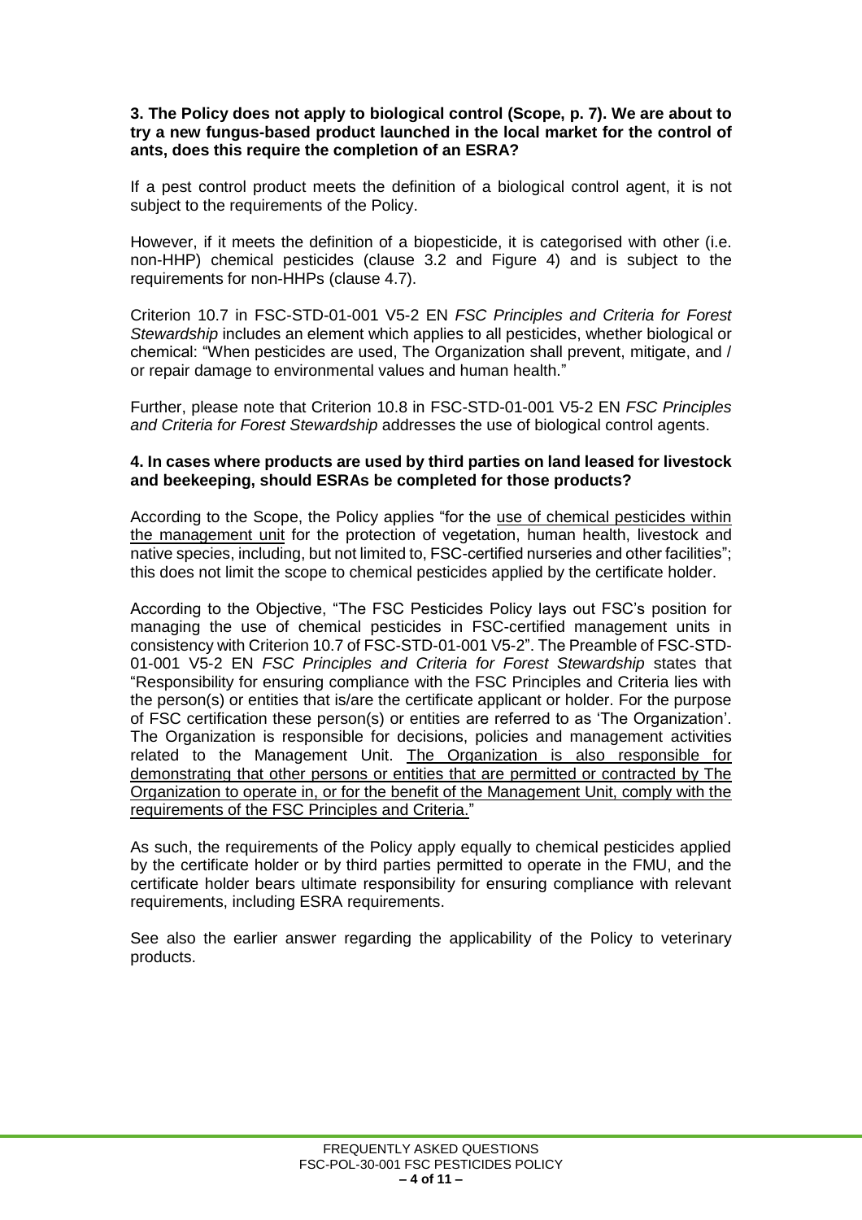**3. The Policy does not apply to biological control (Scope, p. 7). We are about to try a new fungus-based product launched in the local market for the control of ants, does this require the completion of an ESRA?**

If a pest control product meets the definition of a biological control agent, it is not subject to the requirements of the Policy.

However, if it meets the definition of a biopesticide, it is categorised with other (i.e. non-HHP) chemical pesticides (clause 3.2 and Figure 4) and is subject to the requirements for non-HHPs (clause 4.7).

Criterion 10.7 in FSC-STD-01-001 V5-2 EN *FSC Principles and Criteria for Forest Stewardship* includes an element which applies to all pesticides, whether biological or chemical: "When pesticides are used, The Organization shall prevent, mitigate, and / or repair damage to environmental values and human health."

Further, please note that Criterion 10.8 in FSC-STD-01-001 V5-2 EN *FSC Principles and Criteria for Forest Stewardship* addresses the use of biological control agents.

**4. In cases where products are used by third parties on land leased for livestock and beekeeping, should ESRAs be completed for those products?**

According to the Scope, the Policy applies "for the <u>use of chemical pesticides within the management unit</u> for the protection of vegetation, human health, livestock and native species, including, but not limited to, FSC-certified nurseries and other facilities"; this does not limit the scope to chemical pesticides applied by the certificate holder.

According to the Objective, "The FSC Pesticides Policy lays out FSC's position for managing the use of chemical pesticides in FSC-certified management units in consistency with Criterion 10.7 of FSC-STD-01-001 V5-2". The Preamble of FSC-STD-01-001 V5-2 EN *FSC Principles and Criteria for Forest Stewardship* states that "Responsibility for ensuring compliance with the FSC Principles and Criteria lies with the person(s) or entities that is/are the certificate applicant or holder. For the purpose of FSC certification these person(s) or entities are referred to as 'The Organization'. The Organization is responsible for decisions, policies and management activities related to the Management Unit. <u>The Organization is also responsible for demonstrating that other persons or entities that are permitted or contracted by The Organization to operate in, or for the benefit of the Management Unit, comply with the requirements of the FSC Principles and Criteria.</u>"

As such, the requirements of the Policy apply equally to chemical pesticides applied by the certificate holder or by third parties permitted to operate in the FMU, and the certificate holder bears ultimate responsibility for ensuring compliance with relevant requirements, including ESRA requirements.

See also the earlier answer regarding the applicability of the Policy to veterinary products.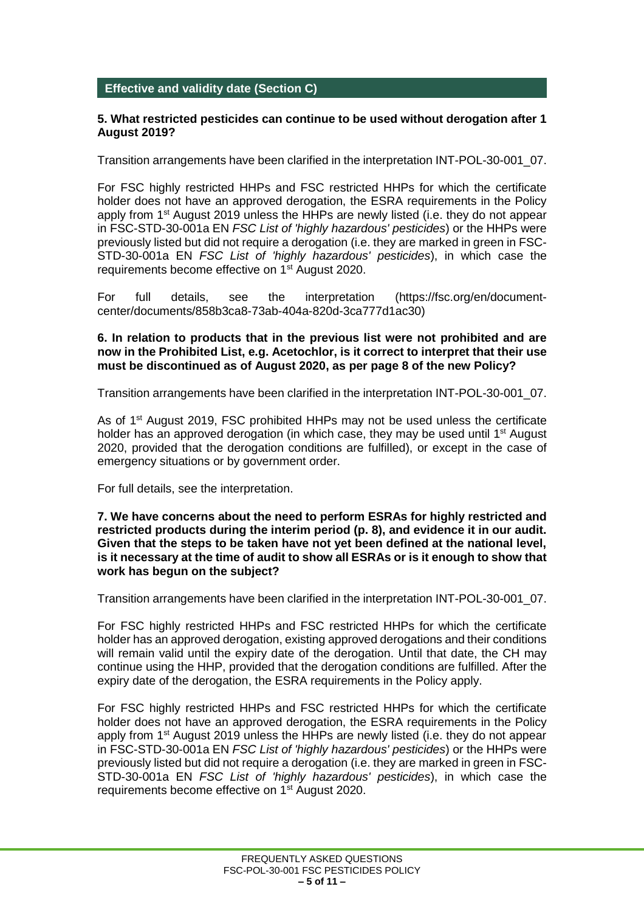## Effective and validity date (Section C)

**5. What restricted pesticides can continue to be used without derogation after 1 August 2019?**

Transition arrangements have been clarified in the interpretation INT-POL-30-001_07.

For FSC highly restricted HHPs and FSC restricted HHPs for which the certificate holder does not have an approved derogation, the ESRA requirements in the Policy apply from 1st August 2019 unless the HHPs are newly listed (i.e. they do not appear in FSC-STD-30-001a EN *FSC List of 'highly hazardous' pesticides*) or the HHPs were previously listed but did not require a derogation (i.e. they are marked in green in FSC-STD-30-001a EN *FSC List of 'highly hazardous' pesticides*), in which case the requirements become effective on 1st August 2020.

For full details, see the interpretation (https://fsc.org/en/document-center/documents/858b3ca8-73ab-404a-820d-3ca777d1ac30)

**6. In relation to products that in the previous list were not prohibited and are now in the Prohibited List, e.g. Acetochlor, is it correct to interpret that their use must be discontinued as of August 2020, as per page 8 of the new Policy?**

Transition arrangements have been clarified in the interpretation INT-POL-30-001_07.

As of 1st August 2019, FSC prohibited HHPs may not be used unless the certificate holder has an approved derogation (in which case, they may be used until 1st August 2020, provided that the derogation conditions are fulfilled), or except in the case of emergency situations or by government order.

For full details, see the interpretation.

**7. We have concerns about the need to perform ESRAs for highly restricted and restricted products during the interim period (p. 8), and evidence it in our audit. Given that the steps to be taken have not yet been defined at the national level, is it necessary at the time of audit to show all ESRAs or is it enough to show that work has begun on the subject?**

Transition arrangements have been clarified in the interpretation INT-POL-30-001_07.

For FSC highly restricted HHPs and FSC restricted HHPs for which the certificate holder has an approved derogation, existing approved derogations and their conditions will remain valid until the expiry date of the derogation. Until that date, the CH may continue using the HHP, provided that the derogation conditions are fulfilled. After the expiry date of the derogation, the ESRA requirements in the Policy apply.

For FSC highly restricted HHPs and FSC restricted HHPs for which the certificate holder does not have an approved derogation, the ESRA requirements in the Policy apply from 1st August 2019 unless the HHPs are newly listed (i.e. they do not appear in FSC-STD-30-001a EN *FSC List of 'highly hazardous' pesticides*) or the HHPs were previously listed but did not require a derogation (i.e. they are marked in green in FSC-STD-30-001a EN *FSC List of 'highly hazardous' pesticides*), in which case the requirements become effective on 1st August 2020.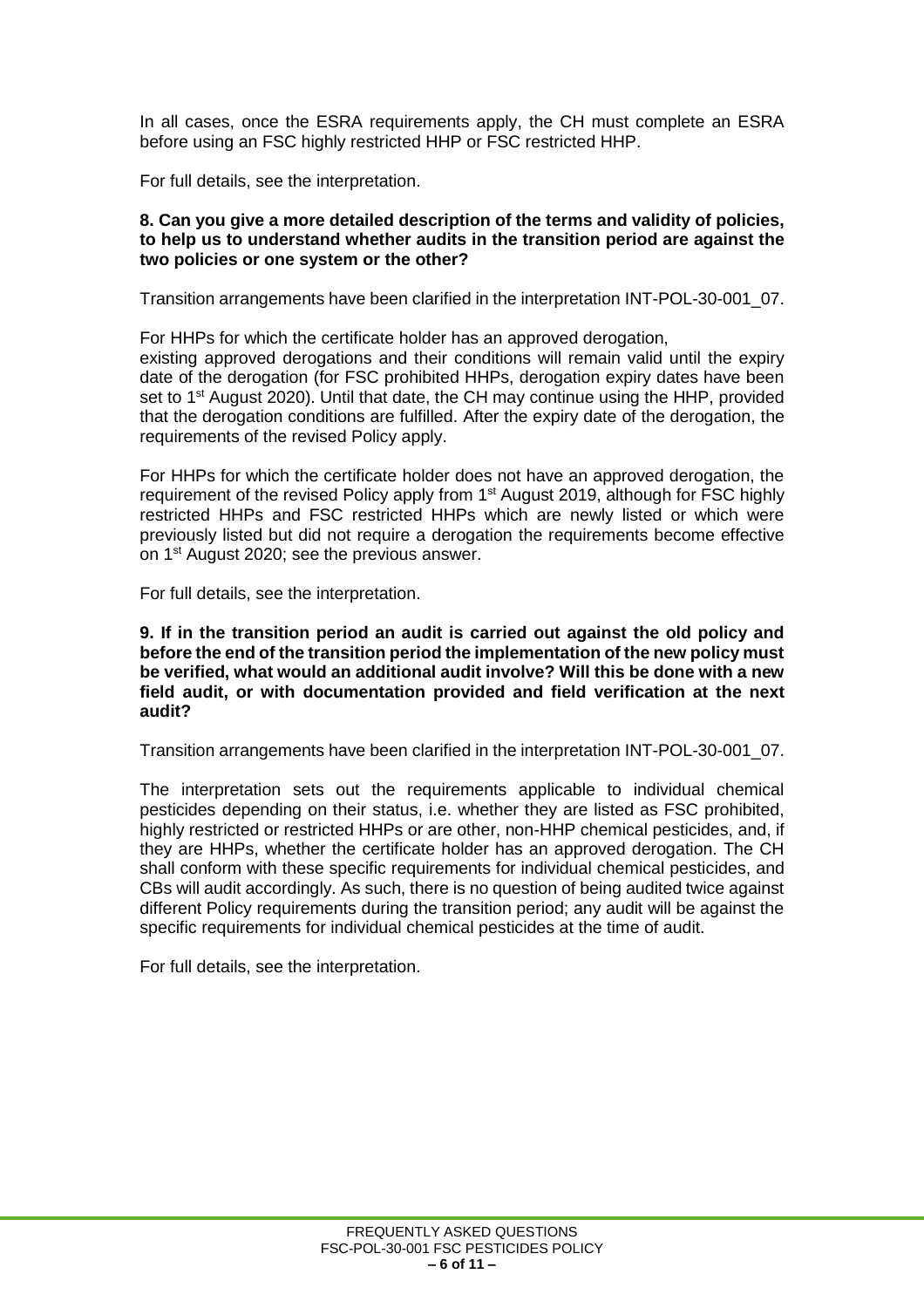In all cases, once the ESRA requirements apply, the CH must complete an ESRA before using an FSC highly restricted HHP or FSC restricted HHP.

For full details, see the interpretation.

**8. Can you give a more detailed description of the terms and validity of policies, to help us to understand whether audits in the transition period are against the two policies or one system or the other?**

Transition arrangements have been clarified in the interpretation INT-POL-30-001_07.

For HHPs for which the certificate holder has an approved derogation, existing approved derogations and their conditions will remain valid until the expiry date of the derogation (for FSC prohibited HHPs, derogation expiry dates have been set to 1st August 2020). Until that date, the CH may continue using the HHP, provided that the derogation conditions are fulfilled. After the expiry date of the derogation, the requirements of the revised Policy apply.

For HHPs for which the certificate holder does not have an approved derogation, the requirement of the revised Policy apply from 1st August 2019, although for FSC highly restricted HHPs and FSC restricted HHPs which are newly listed or which were previously listed but did not require a derogation the requirements become effective on 1st August 2020; see the previous answer.

For full details, see the interpretation.

**9. If in the transition period an audit is carried out against the old policy and before the end of the transition period the implementation of the new policy must be verified, what would an additional audit involve? Will this be done with a new field audit, or with documentation provided and field verification at the next audit?**

Transition arrangements have been clarified in the interpretation INT-POL-30-001_07.

The interpretation sets out the requirements applicable to individual chemical pesticides depending on their status, i.e. whether they are listed as FSC prohibited, highly restricted or restricted HHPs or are other, non-HHP chemical pesticides, and, if they are HHPs, whether the certificate holder has an approved derogation. The CH shall conform with these specific requirements for individual chemical pesticides, and CBs will audit accordingly. As such, there is no question of being audited twice against different Policy requirements during the transition period; any audit will be against the specific requirements for individual chemical pesticides at the time of audit.

For full details, see the interpretation.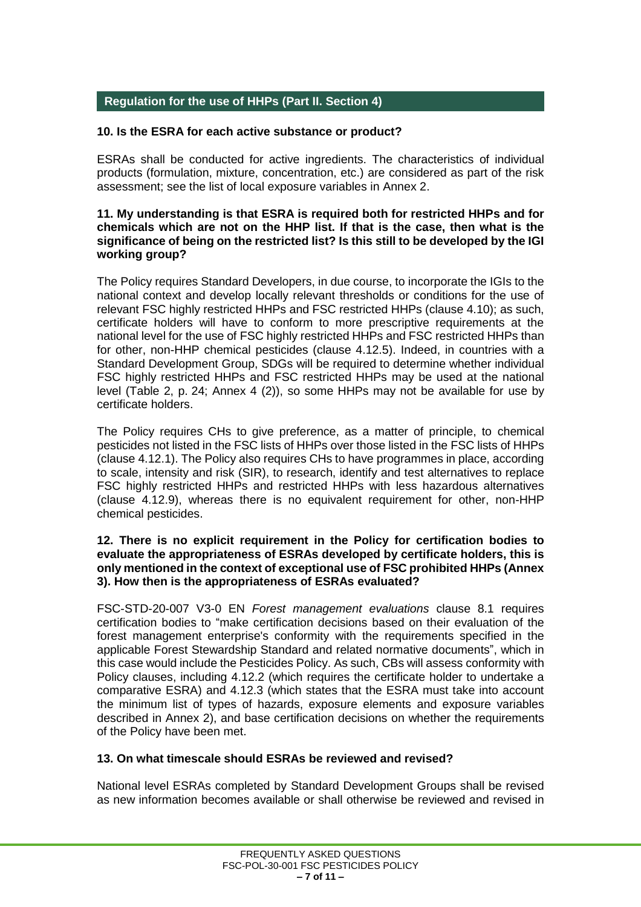## Regulation for the use of HHPs (Part II. Section 4)

**10. Is the ESRA for each active substance or product?**

ESRAs shall be conducted for active ingredients. The characteristics of individual products (formulation, mixture, concentration, etc.) are considered as part of the risk assessment; see the list of local exposure variables in Annex 2.

**11. My understanding is that ESRA is required both for restricted HHPs and for chemicals which are not on the HHP list. If that is the case, then what is the significance of being on the restricted list? Is this still to be developed by the IGI working group?**

The Policy requires Standard Developers, in due course, to incorporate the IGIs to the national context and develop locally relevant thresholds or conditions for the use of relevant FSC highly restricted HHPs and FSC restricted HHPs (clause 4.10); as such, certificate holders will have to conform to more prescriptive requirements at the national level for the use of FSC highly restricted HHPs and FSC restricted HHPs than for other, non-HHP chemical pesticides (clause 4.12.5). Indeed, in countries with a Standard Development Group, SDGs will be required to determine whether individual FSC highly restricted HHPs and FSC restricted HHPs may be used at the national level (Table 2, p. 24; Annex 4 (2)), so some HHPs may not be available for use by certificate holders.

The Policy requires CHs to give preference, as a matter of principle, to chemical pesticides not listed in the FSC lists of HHPs over those listed in the FSC lists of HHPs (clause 4.12.1). The Policy also requires CHs to have programmes in place, according to scale, intensity and risk (SIR), to research, identify and test alternatives to replace FSC highly restricted HHPs and restricted HHPs with less hazardous alternatives (clause 4.12.9), whereas there is no equivalent requirement for other, non-HHP chemical pesticides.

**12. There is no explicit requirement in the Policy for certification bodies to evaluate the appropriateness of ESRAs developed by certificate holders, this is only mentioned in the context of exceptional use of FSC prohibited HHPs (Annex 3). How then is the appropriateness of ESRAs evaluated?**

FSC-STD-20-007 V3-0 EN *Forest management evaluations* clause 8.1 requires certification bodies to "make certification decisions based on their evaluation of the forest management enterprise's conformity with the requirements specified in the applicable Forest Stewardship Standard and related normative documents", which in this case would include the Pesticides Policy. As such, CBs will assess conformity with Policy clauses, including 4.12.2 (which requires the certificate holder to undertake a comparative ESRA) and 4.12.3 (which states that the ESRA must take into account the minimum list of types of hazards, exposure elements and exposure variables described in Annex 2), and base certification decisions on whether the requirements of the Policy have been met.

**13. On what timescale should ESRAs be reviewed and revised?**

National level ESRAs completed by Standard Development Groups shall be revised as new information becomes available or shall otherwise be reviewed and revised in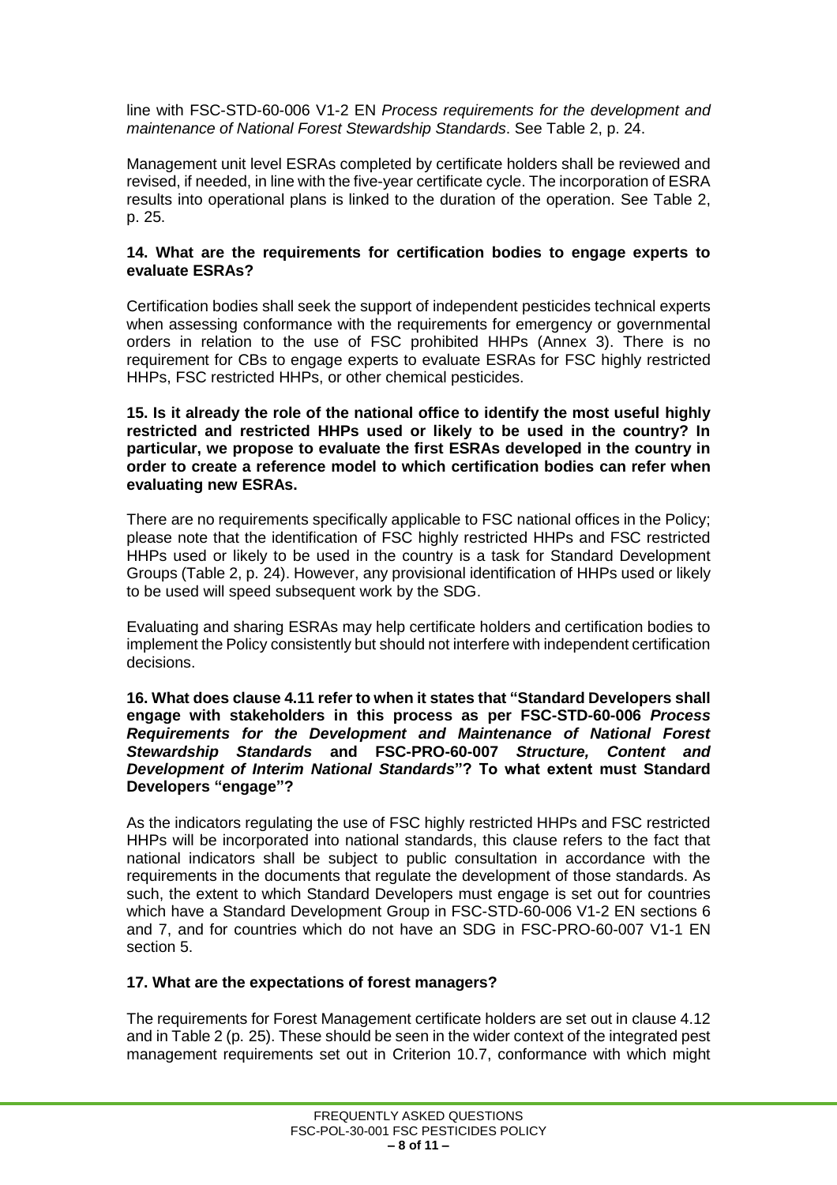line with FSC-STD-60-006 V1-2 EN *Process requirements for the development and maintenance of National Forest Stewardship Standards*. See Table 2, p. 24.

Management unit level ESRAs completed by certificate holders shall be reviewed and revised, if needed, in line with the five-year certificate cycle. The incorporation of ESRA results into operational plans is linked to the duration of the operation. See Table 2, p. 25.

**14. What are the requirements for certification bodies to engage experts to evaluate ESRAs?**

Certification bodies shall seek the support of independent pesticides technical experts when assessing conformance with the requirements for emergency or governmental orders in relation to the use of FSC prohibited HHPs (Annex 3). There is no requirement for CBs to engage experts to evaluate ESRAs for FSC highly restricted HHPs, FSC restricted HHPs, or other chemical pesticides.

**15. Is it already the role of the national office to identify the most useful highly restricted and restricted HHPs used or likely to be used in the country? In particular, we propose to evaluate the first ESRAs developed in the country in order to create a reference model to which certification bodies can refer when evaluating new ESRAs.**

There are no requirements specifically applicable to FSC national offices in the Policy; please note that the identification of FSC highly restricted HHPs and FSC restricted HHPs used or likely to be used in the country is a task for Standard Development Groups (Table 2, p. 24). However, any provisional identification of HHPs used or likely to be used will speed subsequent work by the SDG.

Evaluating and sharing ESRAs may help certificate holders and certification bodies to implement the Policy consistently but should not interfere with independent certification decisions.

**16. What does clause 4.11 refer to when it states that "Standard Developers shall engage with stakeholders in this process as per FSC-STD-60-006 *Process Requirements for the Development and Maintenance of National Forest Stewardship Standards* and FSC-PRO-60-007 *Structure, Content and Development of Interim National Standards*"? To what extent must Standard Developers "engage"?**

As the indicators regulating the use of FSC highly restricted HHPs and FSC restricted HHPs will be incorporated into national standards, this clause refers to the fact that national indicators shall be subject to public consultation in accordance with the requirements in the documents that regulate the development of those standards. As such, the extent to which Standard Developers must engage is set out for countries which have a Standard Development Group in FSC-STD-60-006 V1-2 EN sections 6 and 7, and for countries which do not have an SDG in FSC-PRO-60-007 V1-1 EN section 5.

**17. What are the expectations of forest managers?**

The requirements for Forest Management certificate holders are set out in clause 4.12 and in Table 2 (p. 25). These should be seen in the wider context of the integrated pest management requirements set out in Criterion 10.7, conformance with which might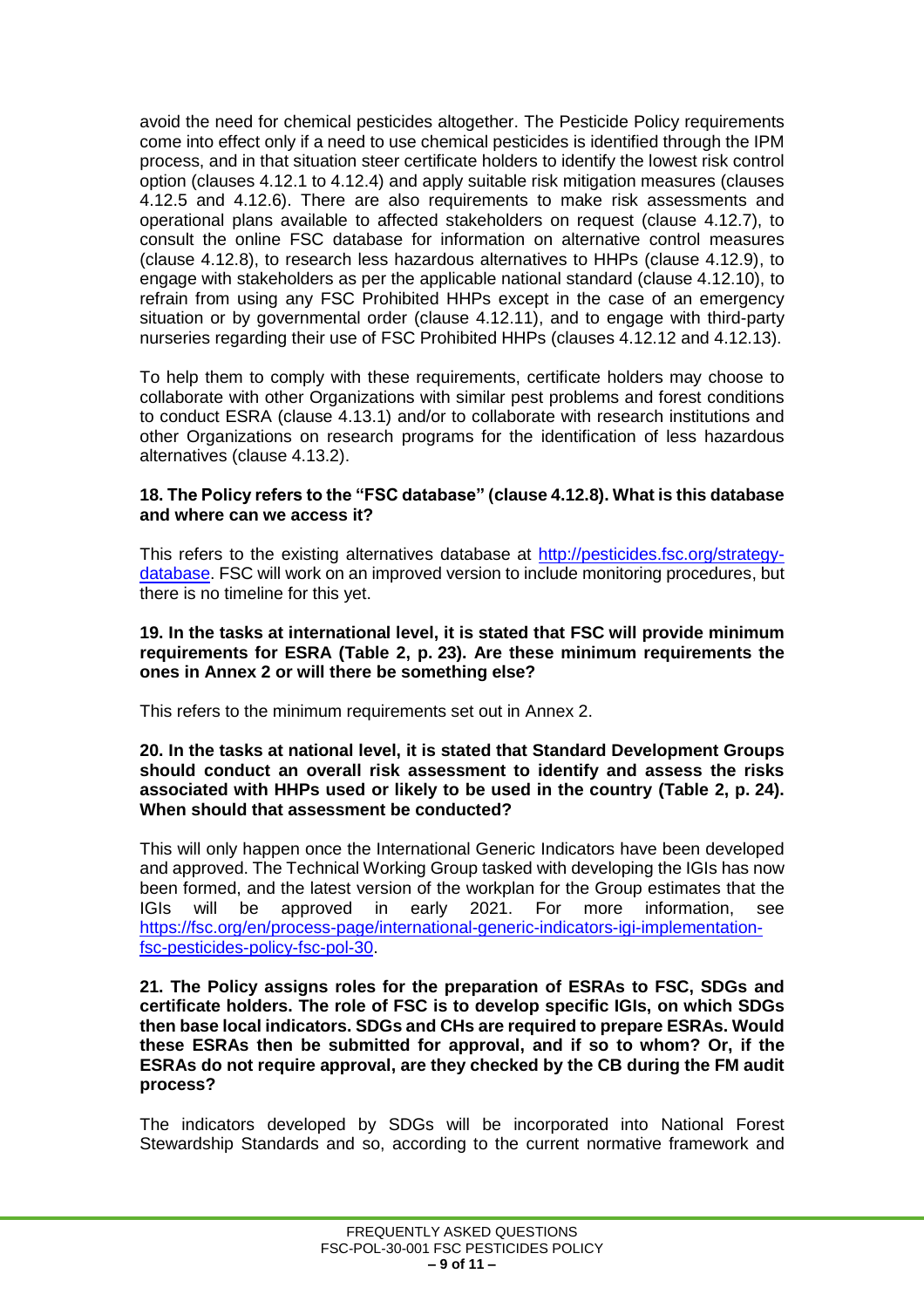avoid the need for chemical pesticides altogether. The Pesticide Policy requirements come into effect only if a need to use chemical pesticides is identified through the IPM process, and in that situation steer certificate holders to identify the lowest risk control option (clauses 4.12.1 to 4.12.4) and apply suitable risk mitigation measures (clauses 4.12.5 and 4.12.6). There are also requirements to make risk assessments and operational plans available to affected stakeholders on request (clause 4.12.7), to consult the online FSC database for information on alternative control measures (clause 4.12.8), to research less hazardous alternatives to HHPs (clause 4.12.9), to engage with stakeholders as per the applicable national standard (clause 4.12.10), to refrain from using any FSC Prohibited HHPs except in the case of an emergency situation or by governmental order (clause 4.12.11), and to engage with third-party nurseries regarding their use of FSC Prohibited HHPs (clauses 4.12.12 and 4.12.13).

To help them to comply with these requirements, certificate holders may choose to collaborate with other Organizations with similar pest problems and forest conditions to conduct ESRA (clause 4.13.1) and/or to collaborate with research institutions and other Organizations on research programs for the identification of less hazardous alternatives (clause 4.13.2).

**18. The Policy refers to the "FSC database" (clause 4.12.8). What is this database and where can we access it?**

This refers to the existing alternatives database at [http://pesticides.fsc.org/strategy-database](http://pesticides.fsc.org/strategy-database). FSC will work on an improved version to include monitoring procedures, but there is no timeline for this yet.

**19. In the tasks at international level, it is stated that FSC will provide minimum requirements for ESRA (Table 2, p. 23). Are these minimum requirements the ones in Annex 2 or will there be something else?**

This refers to the minimum requirements set out in Annex 2.

**20. In the tasks at national level, it is stated that Standard Development Groups should conduct an overall risk assessment to identify and assess the risks associated with HHPs used or likely to be used in the country (Table 2, p. 24). When should that assessment be conducted?**

This will only happen once the International Generic Indicators have been developed and approved. The Technical Working Group tasked with developing the IGIs has now been formed, and the latest version of the workplan for the Group estimates that the IGIs will be approved in early 2021. For more information, see [https://fsc.org/en/process-page/international-generic-indicators-igi-implementation-fsc-pesticides-policy-fsc-pol-30](https://fsc.org/en/process-page/international-generic-indicators-igi-implementation-fsc-pesticides-policy-fsc-pol-30).

**21. The Policy assigns roles for the preparation of ESRAs to FSC, SDGs and certificate holders. The role of FSC is to develop specific IGIs, on which SDGs then base local indicators. SDGs and CHs are required to prepare ESRAs. Would these ESRAs then be submitted for approval, and if so to whom? Or, if the ESRAs do not require approval, are they checked by the CB during the FM audit process?**

The indicators developed by SDGs will be incorporated into National Forest Stewardship Standards and so, according to the current normative framework and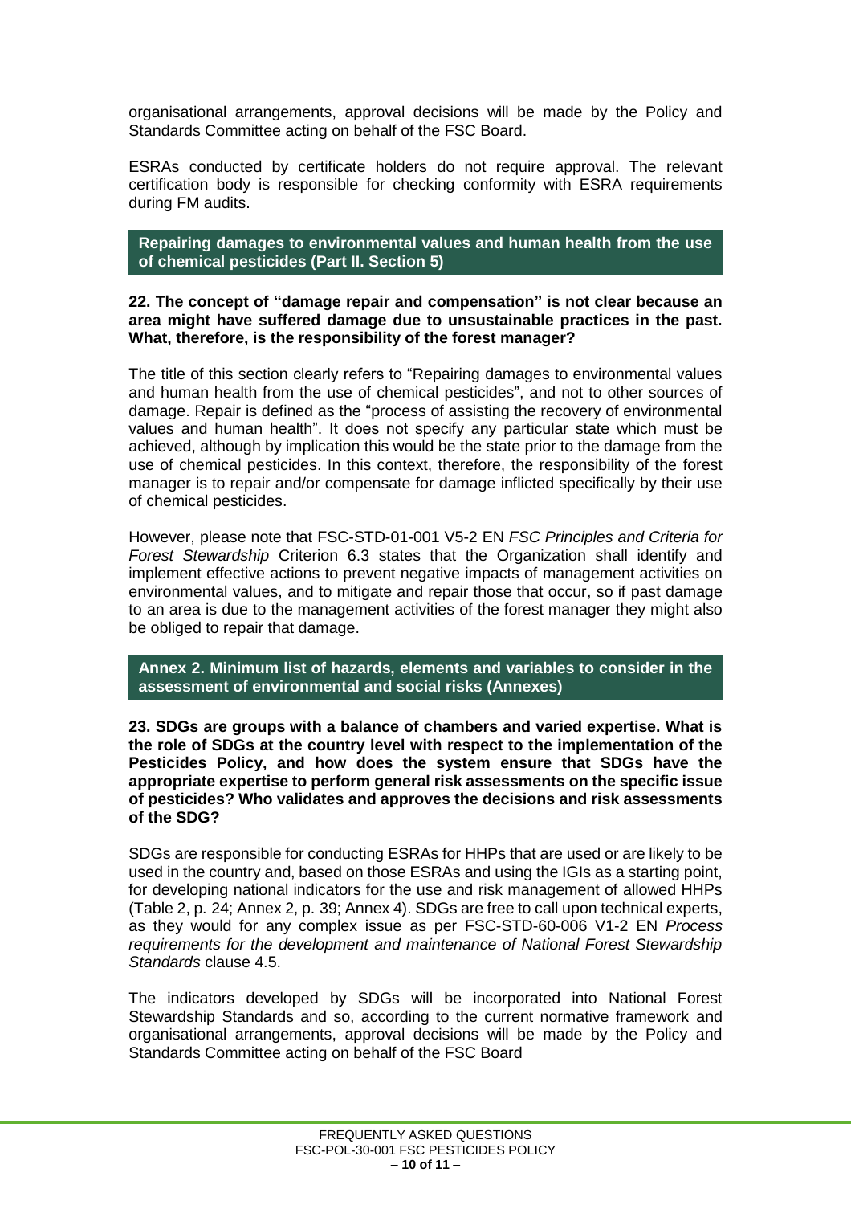organisational arrangements, approval decisions will be made by the Policy and Standards Committee acting on behalf of the FSC Board.

ESRAs conducted by certificate holders do not require approval. The relevant certification body is responsible for checking conformity with ESRA requirements during FM audits.

## Repairing damages to environmental values and human health from the use of chemical pesticides (Part II. Section 5)

**22. The concept of "damage repair and compensation" is not clear because an area might have suffered damage due to unsustainable practices in the past. What, therefore, is the responsibility of the forest manager?**

The title of this section clearly refers to "Repairing damages to environmental values and human health from the use of chemical pesticides", and not to other sources of damage. Repair is defined as the "process of assisting the recovery of environmental values and human health". It does not specify any particular state which must be achieved, although by implication this would be the state prior to the damage from the use of chemical pesticides. In this context, therefore, the responsibility of the forest manager is to repair and/or compensate for damage inflicted specifically by their use of chemical pesticides.

However, please note that FSC-STD-01-001 V5-2 EN *FSC Principles and Criteria for Forest Stewardship* Criterion 6.3 states that the Organization shall identify and implement effective actions to prevent negative impacts of management activities on environmental values, and to mitigate and repair those that occur, so if past damage to an area is due to the management activities of the forest manager they might also be obliged to repair that damage.

## Annex 2. Minimum list of hazards, elements and variables to consider in the assessment of environmental and social risks (Annexes)

**23. SDGs are groups with a balance of chambers and varied expertise. What is the role of SDGs at the country level with respect to the implementation of the Pesticides Policy, and how does the system ensure that SDGs have the appropriate expertise to perform general risk assessments on the specific issue of pesticides? Who validates and approves the decisions and risk assessments of the SDG?**

SDGs are responsible for conducting ESRAs for HHPs that are used or are likely to be used in the country and, based on those ESRAs and using the IGIs as a starting point, for developing national indicators for the use and risk management of allowed HHPs (Table 2, p. 24; Annex 2, p. 39; Annex 4). SDGs are free to call upon technical experts, as they would for any complex issue as per FSC-STD-60-006 V1-2 EN *Process requirements for the development and maintenance of National Forest Stewardship Standards* clause 4.5.

The indicators developed by SDGs will be incorporated into National Forest Stewardship Standards and so, according to the current normative framework and organisational arrangements, approval decisions will be made by the Policy and Standards Committee acting on behalf of the FSC Board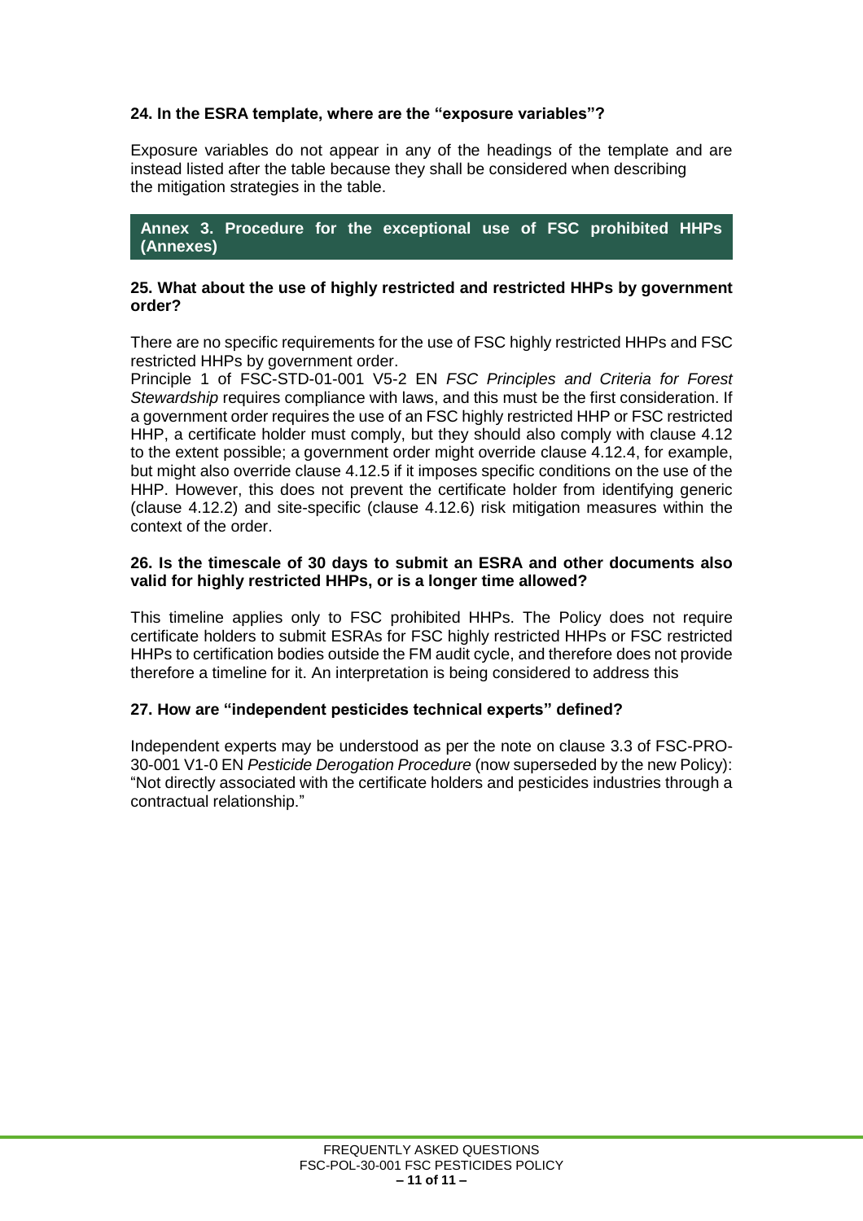**24. In the ESRA template, where are the "exposure variables"?**

Exposure variables do not appear in any of the headings of the template and are instead listed after the table because they shall be considered when describing the mitigation strategies in the table.

## Annex 3. Procedure for the exceptional use of FSC prohibited HHPs (Annexes)

**25. What about the use of highly restricted and restricted HHPs by government order?**

There are no specific requirements for the use of FSC highly restricted HHPs and FSC restricted HHPs by government order.

Principle 1 of FSC-STD-01-001 V5-2 EN *FSC Principles and Criteria for Forest Stewardship* requires compliance with laws, and this must be the first consideration. If a government order requires the use of an FSC highly restricted HHP or FSC restricted HHP, a certificate holder must comply, but they should also comply with clause 4.12 to the extent possible; a government order might override clause 4.12.4, for example, but might also override clause 4.12.5 if it imposes specific conditions on the use of the HHP. However, this does not prevent the certificate holder from identifying generic (clause 4.12.2) and site-specific (clause 4.12.6) risk mitigation measures within the context of the order.

**26. Is the timescale of 30 days to submit an ESRA and other documents also valid for highly restricted HHPs, or is a longer time allowed?**

This timeline applies only to FSC prohibited HHPs. The Policy does not require certificate holders to submit ESRAs for FSC highly restricted HHPs or FSC restricted HHPs to certification bodies outside the FM audit cycle, and therefore does not provide therefore a timeline for it. An interpretation is being considered to address this

**27. How are "independent pesticides technical experts" defined?**

Independent experts may be understood as per the note on clause 3.3 of FSC-PRO-30-001 V1-0 EN *Pesticide Derogation Procedure* (now superseded by the new Policy): "Not directly associated with the certificate holders and pesticides industries through a contractual relationship."